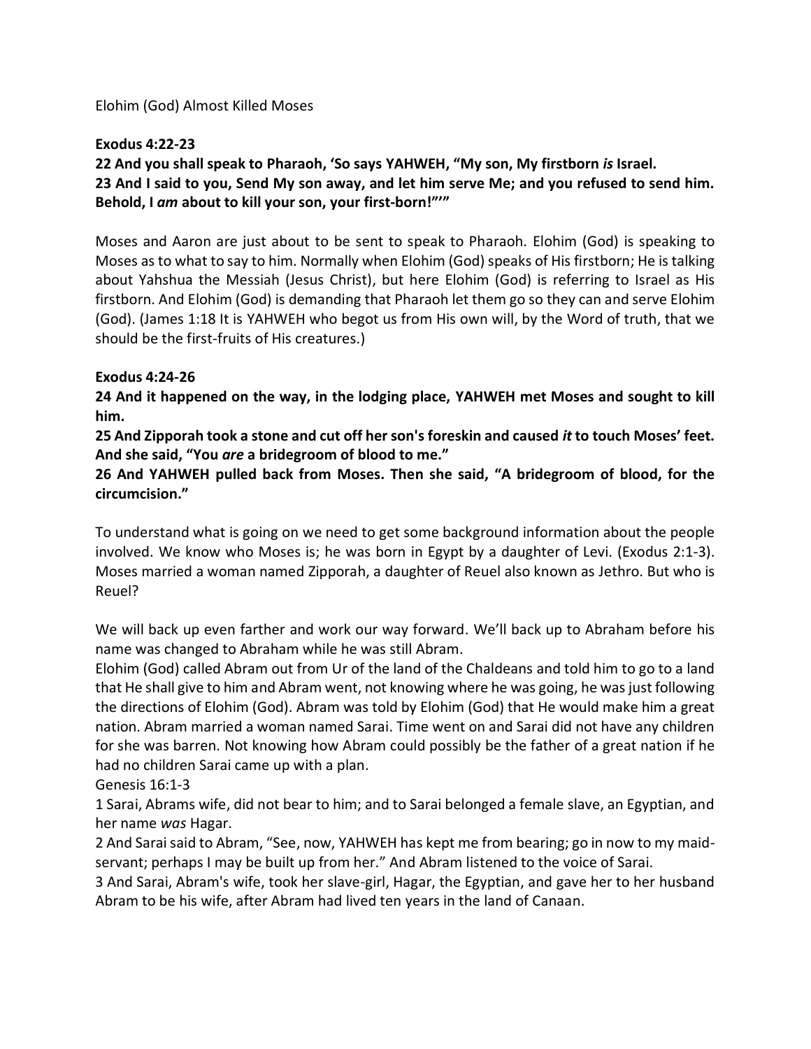Elohim (God) Almost Killed Moses

**Exodus 4:22-23**

**22 And you shall speak to Pharaoh, 'So says YAHWEH, "My son, My firstborn *is* Israel.**
**23 And I said to you, Send My son away, and let him serve Me; and you refused to send him. Behold, I *am* about to kill your son, your first-born!"'"**

Moses and Aaron are just about to be sent to speak to Pharaoh. Elohim (God) is speaking to Moses as to what to say to him. Normally when Elohim (God) speaks of His firstborn; He is talking about Yahshua the Messiah (Jesus Christ), but here Elohim (God) is referring to Israel as His firstborn. And Elohim (God) is demanding that Pharaoh let them go so they can and serve Elohim (God). (James 1:18 It is YAHWEH who begot us from His own will, by the Word of truth, that we should be the first-fruits of His creatures.)

**Exodus 4:24-26**

**24 And it happened on the way, in the lodging place, YAHWEH met Moses and sought to kill him.**
**25 And Zipporah took a stone and cut off her son's foreskin and caused *it* to touch Moses' feet. And she said, "You *are* a bridegroom of blood to me."**
**26 And YAHWEH pulled back from Moses. Then she said, "A bridegroom of blood, for the circumcision."**

To understand what is going on we need to get some background information about the people involved. We know who Moses is; he was born in Egypt by a daughter of Levi. (Exodus 2:1-3). Moses married a woman named Zipporah, a daughter of Reuel also known as Jethro. But who is Reuel?

We will back up even farther and work our way forward. We'll back up to Abraham before his name was changed to Abraham while he was still Abram.
Elohim (God) called Abram out from Ur of the land of the Chaldeans and told him to go to a land that He shall give to him and Abram went, not knowing where he was going, he was just following the directions of Elohim (God). Abram was told by Elohim (God) that He would make him a great nation. Abram married a woman named Sarai. Time went on and Sarai did not have any children for she was barren. Not knowing how Abram could possibly be the father of a great nation if he had no children Sarai came up with a plan.
Genesis 16:1-3
1 Sarai, Abrams wife, did not bear to him; and to Sarai belonged a female slave, an Egyptian, and her name *was* Hagar.
2 And Sarai said to Abram, "See, now, YAHWEH has kept me from bearing; go in now to my maid-servant; perhaps I may be built up from her." And Abram listened to the voice of Sarai.
3 And Sarai, Abram's wife, took her slave-girl, Hagar, the Egyptian, and gave her to her husband Abram to be his wife, after Abram had lived ten years in the land of Canaan.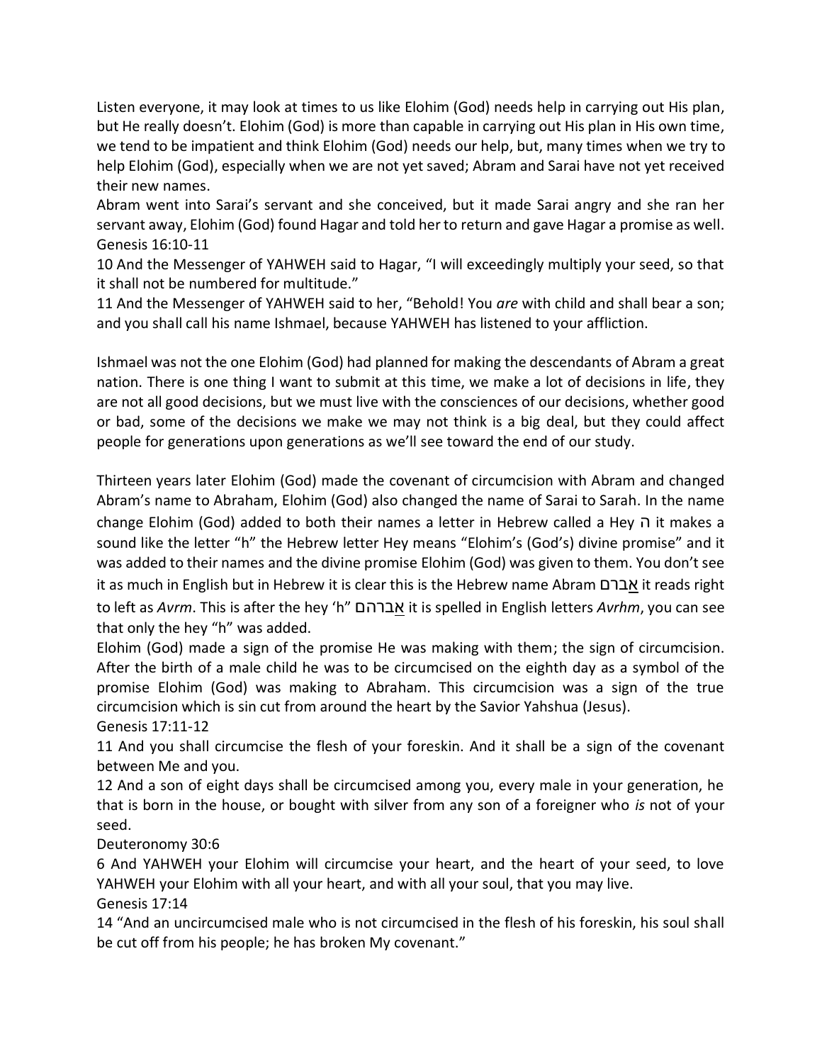Listen everyone, it may look at times to us like Elohim (God) needs help in carrying out His plan, but He really doesn't. Elohim (God) is more than capable in carrying out His plan in His own time, we tend to be impatient and think Elohim (God) needs our help, but, many times when we try to help Elohim (God), especially when we are not yet saved; Abram and Sarai have not yet received their new names.

Abram went into Sarai's servant and she conceived, but it made Sarai angry and she ran her servant away, Elohim (God) found Hagar and told her to return and gave Hagar a promise as well.

Genesis 16:10-11

10 And the Messenger of YAHWEH said to Hagar, "I will exceedingly multiply your seed, so that it shall not be numbered for multitude."

11 And the Messenger of YAHWEH said to her, "Behold! You *are* with child and shall bear a son; and you shall call his name Ishmael, because YAHWEH has listened to your affliction.

Ishmael was not the one Elohim (God) had planned for making the descendants of Abram a great nation. There is one thing I want to submit at this time, we make a lot of decisions in life, they are not all good decisions, but we must live with the consciences of our decisions, whether good or bad, some of the decisions we make we may not think is a big deal, but they could affect people for generations upon generations as we'll see toward the end of our study.

Thirteen years later Elohim (God) made the covenant of circumcision with Abram and changed Abram's name to Abraham, Elohim (God) also changed the name of Sarai to Sarah. In the name change Elohim (God) added to both their names a letter in Hebrew called a Hey ה it makes a sound like the letter "h" the Hebrew letter Hey means "Elohim's (God's) divine promise" and it was added to their names and the divine promise Elohim (God) was given to them. You don't see it as much in English but in Hebrew it is clear this is the Hebrew name Abram אברם it reads right to left as *Avrm*. This is after the hey 'h" אברהם it is spelled in English letters *Avrhm*, you can see that only the hey "h" was added.

Elohim (God) made a sign of the promise He was making with them; the sign of circumcision. After the birth of a male child he was to be circumcised on the eighth day as a symbol of the promise Elohim (God) was making to Abraham. This circumcision was a sign of the true circumcision which is sin cut from around the heart by the Savior Yahshua (Jesus).

Genesis 17:11-12

11 And you shall circumcise the flesh of your foreskin. And it shall be a sign of the covenant between Me and you.

12 And a son of eight days shall be circumcised among you, every male in your generation, he that is born in the house, or bought with silver from any son of a foreigner who *is* not of your seed.

Deuteronomy 30:6

6 And YAHWEH your Elohim will circumcise your heart, and the heart of your seed, to love YAHWEH your Elohim with all your heart, and with all your soul, that you may live.

Genesis 17:14

14 "And an uncircumcised male who is not circumcised in the flesh of his foreskin, his soul shall be cut off from his people; he has broken My covenant."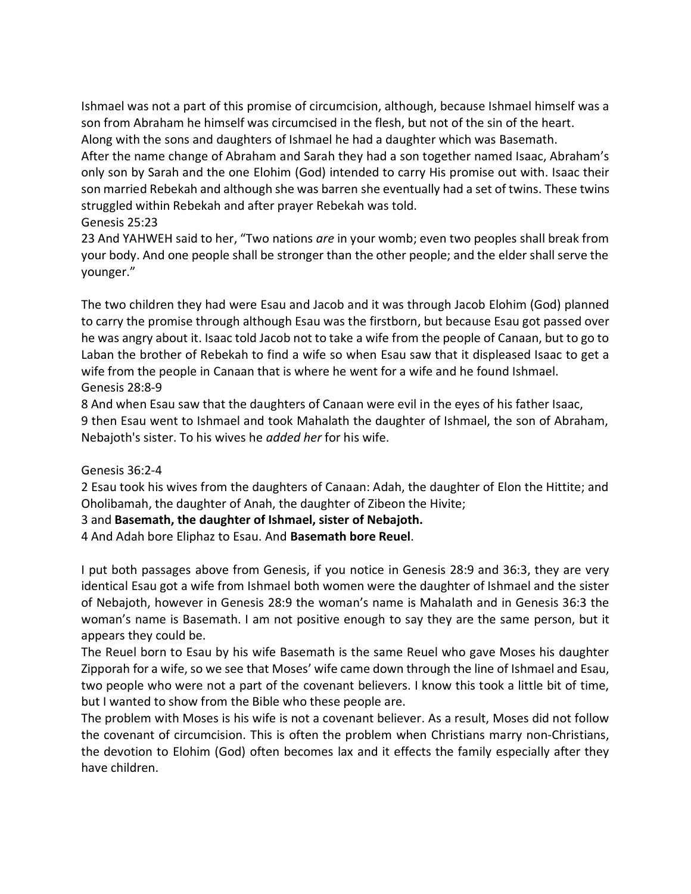Ishmael was not a part of this promise of circumcision, although, because Ishmael himself was a son from Abraham he himself was circumcised in the flesh, but not of the sin of the heart. Along with the sons and daughters of Ishmael he had a daughter which was Basemath.
After the name change of Abraham and Sarah they had a son together named Isaac, Abraham's only son by Sarah and the one Elohim (God) intended to carry His promise out with. Isaac their son married Rebekah and although she was barren she eventually had a set of twins. These twins struggled within Rebekah and after prayer Rebekah was told.
Genesis 25:23
23 And YAHWEH said to her, "Two nations *are* in your womb; even two peoples shall break from your body. And one people shall be stronger than the other people; and the elder shall serve the younger."

The two children they had were Esau and Jacob and it was through Jacob Elohim (God) planned to carry the promise through although Esau was the firstborn, but because Esau got passed over he was angry about it. Isaac told Jacob not to take a wife from the people of Canaan, but to go to Laban the brother of Rebekah to find a wife so when Esau saw that it displeased Isaac to get a wife from the people in Canaan that is where he went for a wife and he found Ishmael.
Genesis 28:8-9
8 And when Esau saw that the daughters of Canaan were evil in the eyes of his father Isaac,
9 then Esau went to Ishmael and took Mahalath the daughter of Ishmael, the son of Abraham, Nebajoth's sister. To his wives he *added her* for his wife.

Genesis 36:2-4
2 Esau took his wives from the daughters of Canaan: Adah, the daughter of Elon the Hittite; and Oholibamah, the daughter of Anah, the daughter of Zibeon the Hivite;
3 and **Basemath, the daughter of Ishmael, sister of Nebajoth.**
4 And Adah bore Eliphaz to Esau. And **Basemath bore Reuel**.

I put both passages above from Genesis, if you notice in Genesis 28:9 and 36:3, they are very identical Esau got a wife from Ishmael both women were the daughter of Ishmael and the sister of Nebajoth, however in Genesis 28:9 the woman's name is Mahalath and in Genesis 36:3 the woman's name is Basemath. I am not positive enough to say they are the same person, but it appears they could be.
The Reuel born to Esau by his wife Basemath is the same Reuel who gave Moses his daughter Zipporah for a wife, so we see that Moses' wife came down through the line of Ishmael and Esau, two people who were not a part of the covenant believers. I know this took a little bit of time, but I wanted to show from the Bible who these people are.
The problem with Moses is his wife is not a covenant believer. As a result, Moses did not follow the covenant of circumcision. This is often the problem when Christians marry non-Christians, the devotion to Elohim (God) often becomes lax and it effects the family especially after they have children.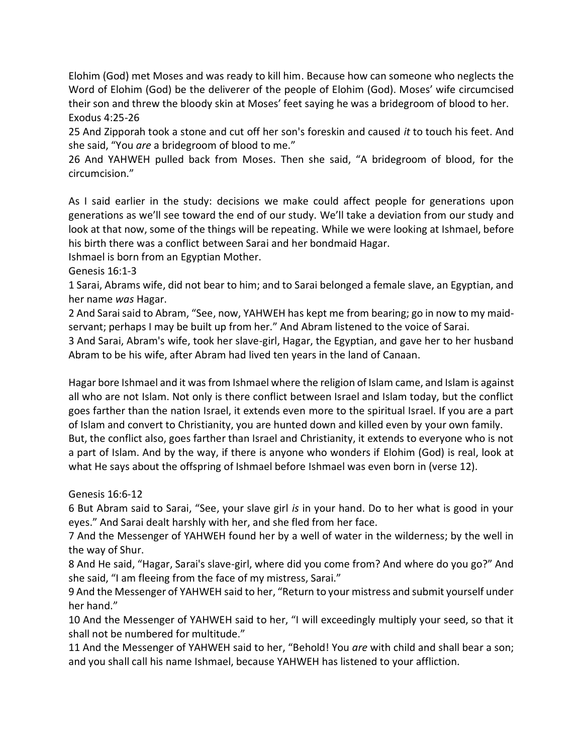Elohim (God) met Moses and was ready to kill him. Because how can someone who neglects the Word of Elohim (God) be the deliverer of the people of Elohim (God). Moses' wife circumcised their son and threw the bloody skin at Moses' feet saying he was a bridegroom of blood to her.
Exodus 4:25-26

25 And Zipporah took a stone and cut off her son's foreskin and caused *it* to touch his feet. And she said, "You *are* a bridegroom of blood to me."

26 And YAHWEH pulled back from Moses. Then she said, "A bridegroom of blood, for the circumcision."

As I said earlier in the study: decisions we make could affect people for generations upon generations as we'll see toward the end of our study. We'll take a deviation from our study and look at that now, some of the things will be repeating. While we were looking at Ishmael, before his birth there was a conflict between Sarai and her bondmaid Hagar.

Ishmael is born from an Egyptian Mother.

Genesis 16:1-3

1 Sarai, Abrams wife, did not bear to him; and to Sarai belonged a female slave, an Egyptian, and her name *was* Hagar.

2 And Sarai said to Abram, "See, now, YAHWEH has kept me from bearing; go in now to my maid-servant; perhaps I may be built up from her." And Abram listened to the voice of Sarai.

3 And Sarai, Abram's wife, took her slave-girl, Hagar, the Egyptian, and gave her to her husband Abram to be his wife, after Abram had lived ten years in the land of Canaan.

Hagar bore Ishmael and it was from Ishmael where the religion of Islam came, and Islam is against all who are not Islam. Not only is there conflict between Israel and Islam today, but the conflict goes farther than the nation Israel, it extends even more to the spiritual Israel. If you are a part of Islam and convert to Christianity, you are hunted down and killed even by your own family.
But, the conflict also, goes farther than Israel and Christianity, it extends to everyone who is not a part of Islam. And by the way, if there is anyone who wonders if Elohim (God) is real, look at what He says about the offspring of Ishmael before Ishmael was even born in (verse 12).

Genesis 16:6-12

6 But Abram said to Sarai, "See, your slave girl *is* in your hand. Do to her what is good in your eyes." And Sarai dealt harshly with her, and she fled from her face.

7 And the Messenger of YAHWEH found her by a well of water in the wilderness; by the well in the way of Shur.

8 And He said, "Hagar, Sarai's slave-girl, where did you come from? And where do you go?" And she said, "I am fleeing from the face of my mistress, Sarai."

9 And the Messenger of YAHWEH said to her, "Return to your mistress and submit yourself under her hand."

10 And the Messenger of YAHWEH said to her, "I will exceedingly multiply your seed, so that it shall not be numbered for multitude."

11 And the Messenger of YAHWEH said to her, "Behold! You *are* with child and shall bear a son; and you shall call his name Ishmael, because YAHWEH has listened to your affliction.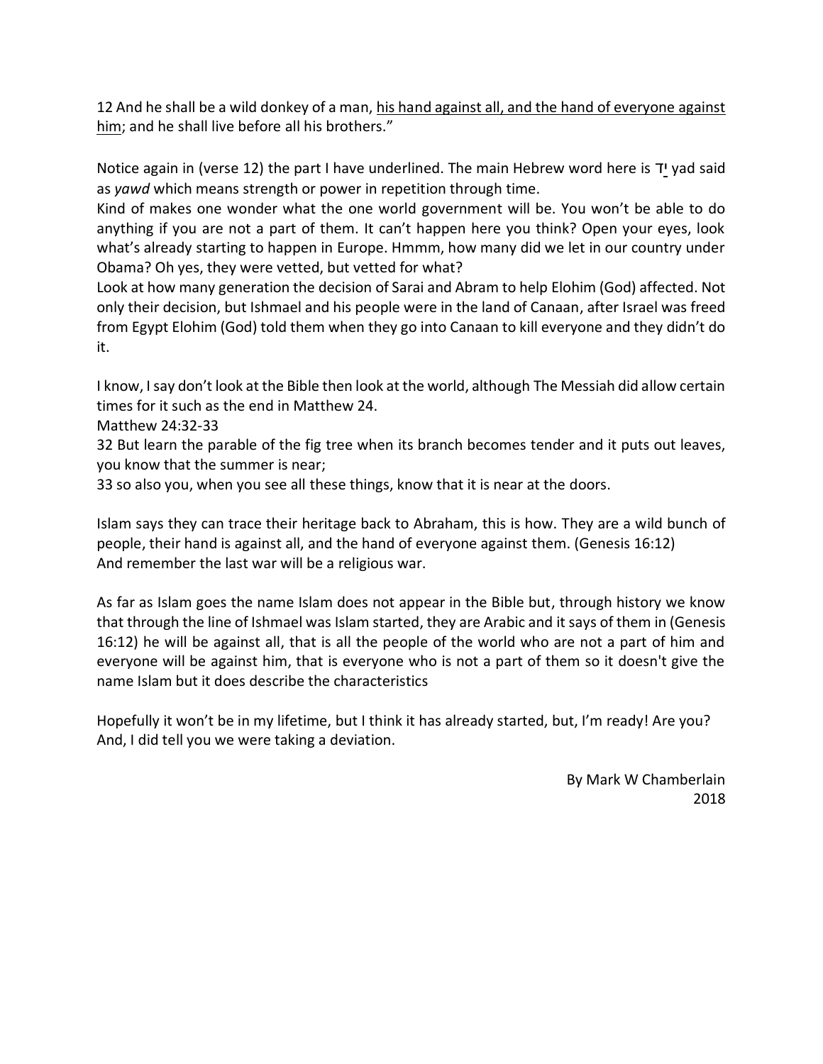12 And he shall be a wild donkey of a man, <u>his hand against all, and the hand of everyone against him</u>; and he shall live before all his brothers."

Notice again in (verse 12) the part I have underlined. The main Hebrew word here is יָד yad said as *yawd* which means strength or power in repetition through time.

Kind of makes one wonder what the one world government will be. You won't be able to do anything if you are not a part of them. It can't happen here you think? Open your eyes, look what's already starting to happen in Europe. Hmmm, how many did we let in our country under Obama? Oh yes, they were vetted, but vetted for what?

Look at how many generation the decision of Sarai and Abram to help Elohim (God) affected. Not only their decision, but Ishmael and his people were in the land of Canaan, after Israel was freed from Egypt Elohim (God) told them when they go into Canaan to kill everyone and they didn't do it.

I know, I say don't look at the Bible then look at the world, although The Messiah did allow certain times for it such as the end in Matthew 24.

Matthew 24:32-33

32 But learn the parable of the fig tree when its branch becomes tender and it puts out leaves, you know that the summer is near;

33 so also you, when you see all these things, know that it is near at the doors.

Islam says they can trace their heritage back to Abraham, this is how. They are a wild bunch of people, their hand is against all, and the hand of everyone against them. (Genesis 16:12)

And remember the last war will be a religious war.

As far as Islam goes the name Islam does not appear in the Bible but, through history we know that through the line of Ishmael was Islam started, they are Arabic and it says of them in (Genesis 16:12) he will be against all, that is all the people of the world who are not a part of him and everyone will be against him, that is everyone who is not a part of them so it doesn't give the name Islam but it does describe the characteristics

Hopefully it won't be in my lifetime, but I think it has already started, but, I'm ready! Are you?

And, I did tell you we were taking a deviation.

By Mark W Chamberlain

2018